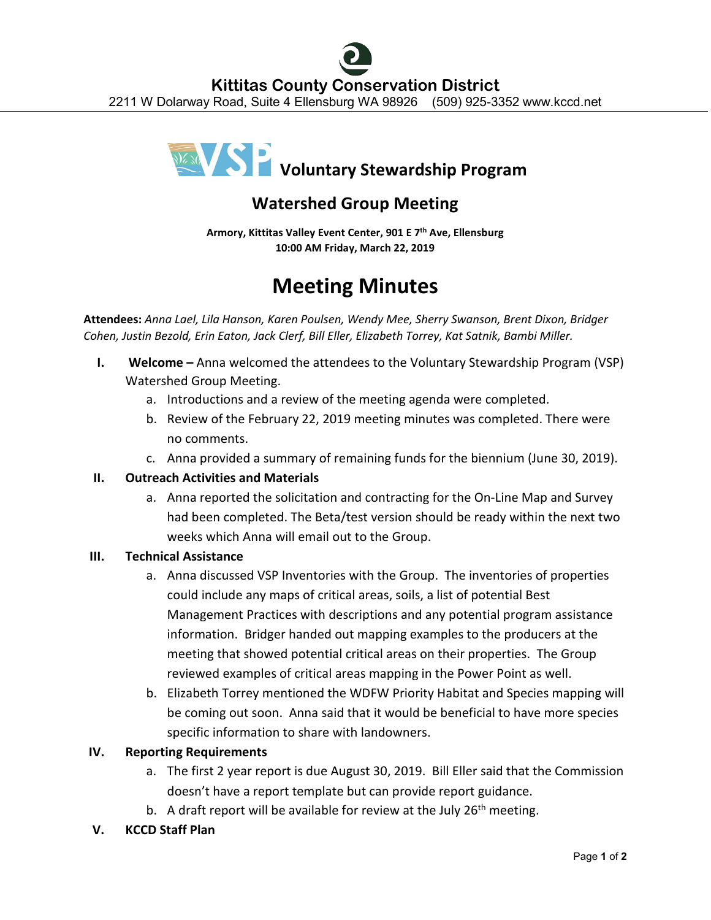# Kittitas County Conservation District

2211 W Dolarway Road, Suite 4 Ellensburg WA 98926 (509) 925-3352 www.kccd.net

## Voluntary Stewardship Program

## Watershed Group Meeting

**Armory, Kittitas Valley Event Center, 901 E 7th Ave, Ellensburg**
**10:00 AM Friday, March 22, 2019**

# Meeting Minutes

**Attendees:** *Anna Lael, Lila Hanson, Karen Poulsen, Wendy Mee, Sherry Swanson, Brent Dixon, Bridger Cohen, Justin Bezold, Erin Eaton, Jack Clerf, Bill Eller, Elizabeth Torrey, Kat Satnik, Bambi Miller.*

I. **Welcome –** Anna welcomed the attendees to the Voluntary Stewardship Program (VSP) Watershed Group Meeting.
   a. Introductions and a review of the meeting agenda were completed.
   b. Review of the February 22, 2019 meeting minutes was completed. There were no comments.
   c. Anna provided a summary of remaining funds for the biennium (June 30, 2019).

II. **Outreach Activities and Materials**
   a. Anna reported the solicitation and contracting for the On-Line Map and Survey had been completed. The Beta/test version should be ready within the next two weeks which Anna will email out to the Group.

III. **Technical Assistance**
   a. Anna discussed VSP Inventories with the Group. The inventories of properties could include any maps of critical areas, soils, a list of potential Best Management Practices with descriptions and any potential program assistance information. Bridger handed out mapping examples to the producers at the meeting that showed potential critical areas on their properties. The Group reviewed examples of critical areas mapping in the Power Point as well.
   b. Elizabeth Torrey mentioned the WDFW Priority Habitat and Species mapping will be coming out soon. Anna said that it would be beneficial to have more species specific information to share with landowners.

IV. **Reporting Requirements**
   a. The first 2 year report is due August 30, 2019. Bill Eller said that the Commission doesn't have a report template but can provide report guidance.
   b. A draft report will be available for review at the July 26th meeting.

V. **KCCD Staff Plan**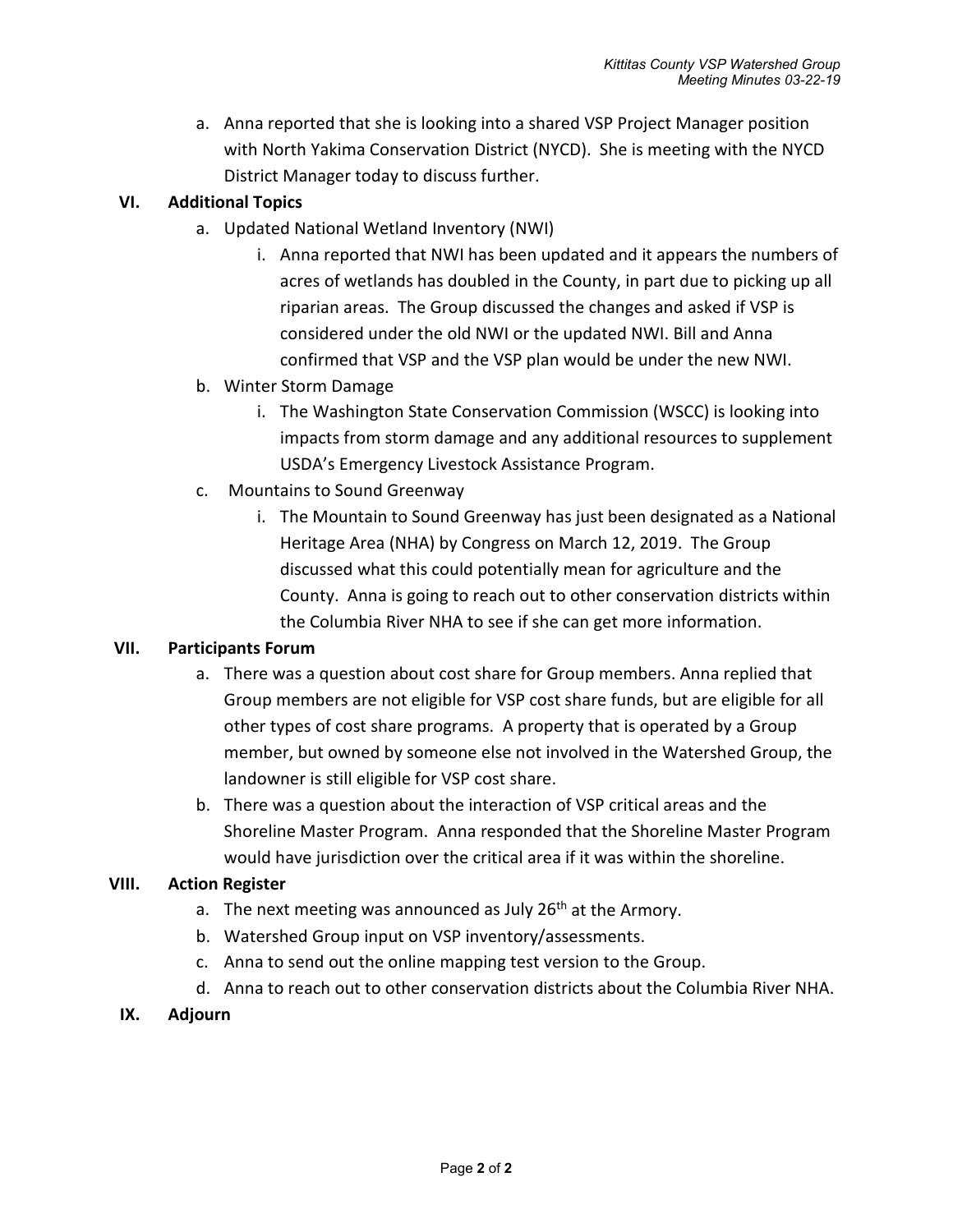a. Anna reported that she is looking into a shared VSP Project Manager position with North Yakima Conservation District (NYCD). She is meeting with the NYCD District Manager today to discuss further.

## VI. Additional Topics

a. Updated National Wetland Inventory (NWI)

   i. Anna reported that NWI has been updated and it appears the numbers of acres of wetlands has doubled in the County, in part due to picking up all riparian areas. The Group discussed the changes and asked if VSP is considered under the old NWI or the updated NWI. Bill and Anna confirmed that VSP and the VSP plan would be under the new NWI.

b. Winter Storm Damage

   i. The Washington State Conservation Commission (WSCC) is looking into impacts from storm damage and any additional resources to supplement USDA's Emergency Livestock Assistance Program.

c. Mountains to Sound Greenway

   i. The Mountain to Sound Greenway has just been designated as a National Heritage Area (NHA) by Congress on March 12, 2019. The Group discussed what this could potentially mean for agriculture and the County. Anna is going to reach out to other conservation districts within the Columbia River NHA to see if she can get more information.

## VII. Participants Forum

a. There was a question about cost share for Group members. Anna replied that Group members are not eligible for VSP cost share funds, but are eligible for all other types of cost share programs. A property that is operated by a Group member, but owned by someone else not involved in the Watershed Group, the landowner is still eligible for VSP cost share.

b. There was a question about the interaction of VSP critical areas and the Shoreline Master Program. Anna responded that the Shoreline Master Program would have jurisdiction over the critical area if it was within the shoreline.

## VIII. Action Register

a. The next meeting was announced as July 26th at the Armory.

b. Watershed Group input on VSP inventory/assessments.

c. Anna to send out the online mapping test version to the Group.

d. Anna to reach out to other conservation districts about the Columbia River NHA.

## IX. Adjourn